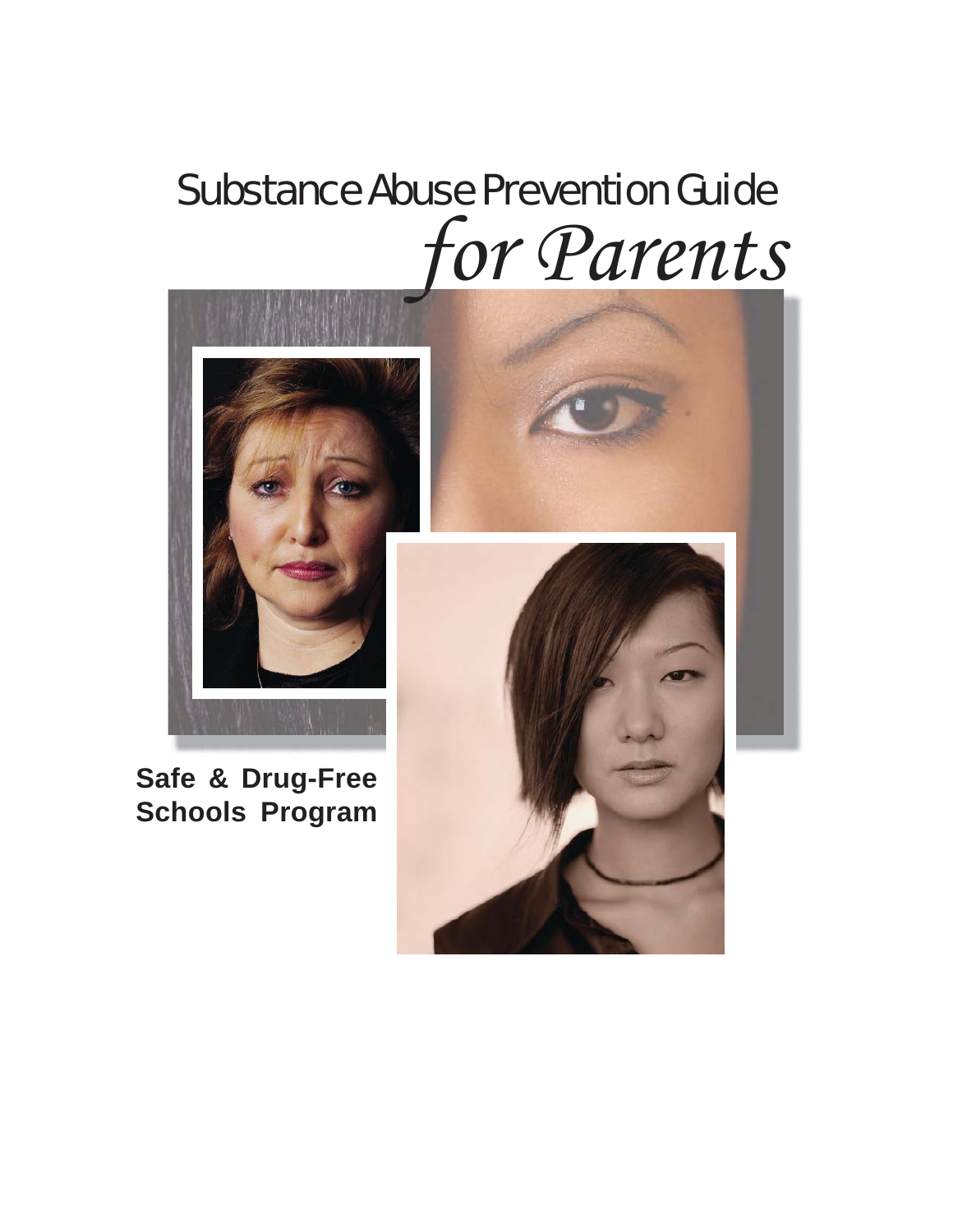# Substance Abuse Prevention Guide *for Parents*

**Safe & Drug-Free Schools Program**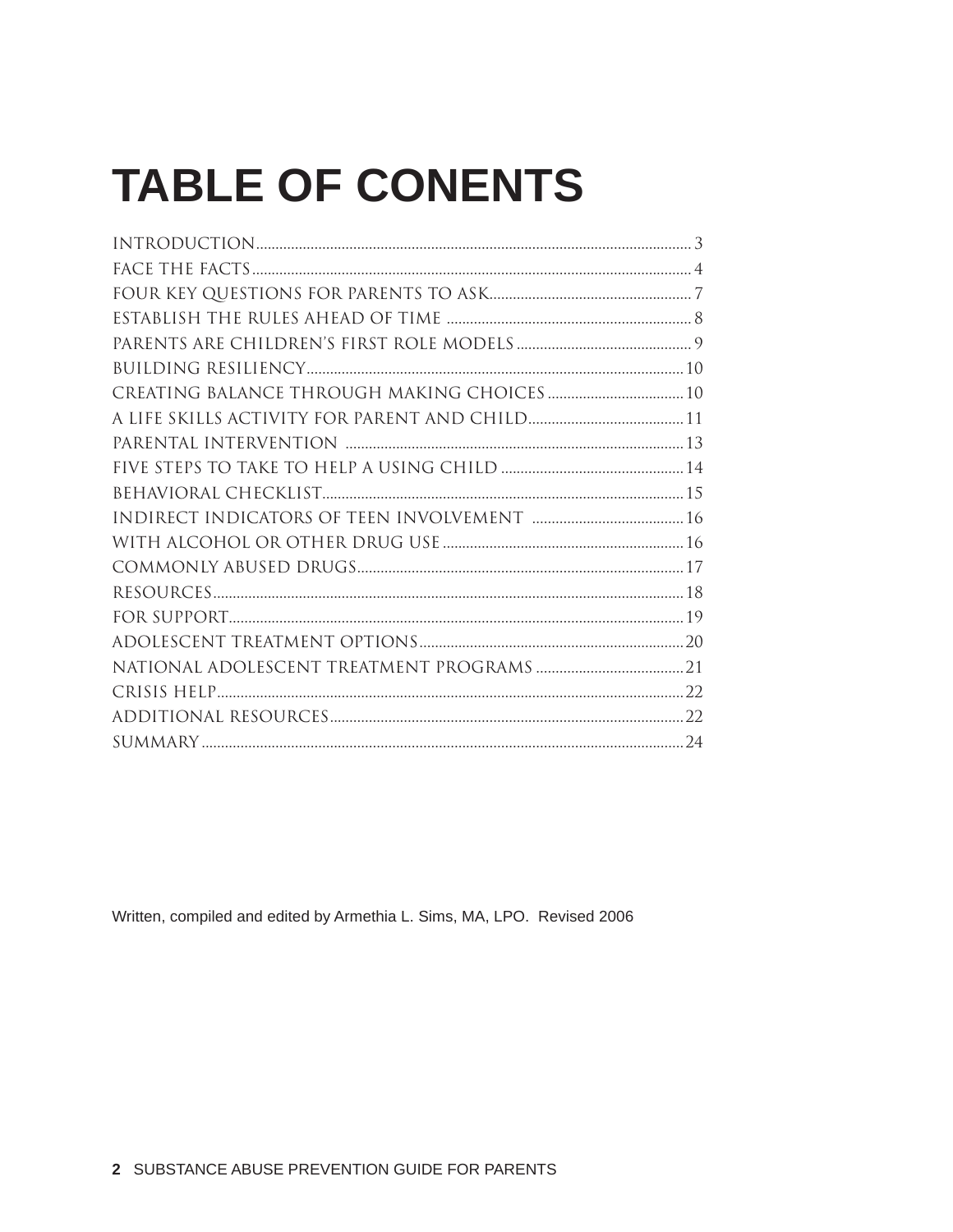# TABLE OF CONENTS

INTRODUCTION .......... 3
FACE THE FACTS .......... 4
FOUR KEY QUESTIONS FOR PARENTS TO ASK .......... 7
ESTABLISH THE RULES AHEAD OF TIME .......... 8
PARENTS ARE CHILDREN'S FIRST ROLE MODELS .......... 9
BUILDING RESILIENCY .......... 10
CREATING BALANCE THROUGH MAKING CHOICES .......... 10
A LIFE SKILLS ACTIVITY FOR PARENT AND CHILD .......... 11
PARENTAL INTERVENTION .......... 13
FIVE STEPS TO TAKE TO HELP A USING CHILD .......... 14
BEHAVIORAL CHECKLIST .......... 15
INDIRECT INDICATORS OF TEEN INVOLVEMENT .......... 16
WITH ALCOHOL OR OTHER DRUG USE .......... 16
COMMONLY ABUSED DRUGS .......... 17
RESOURCES .......... 18
FOR SUPPORT .......... 19
ADOLESCENT TREATMENT OPTIONS .......... 20
NATIONAL ADOLESCENT TREATMENT PROGRAMS .......... 21
CRISIS HELP .......... 22
ADDITIONAL RESOURCES .......... 22
SUMMARY .......... 24

Written, compiled and edited by Armethia L. Sims, MA, LPO. Revised 2006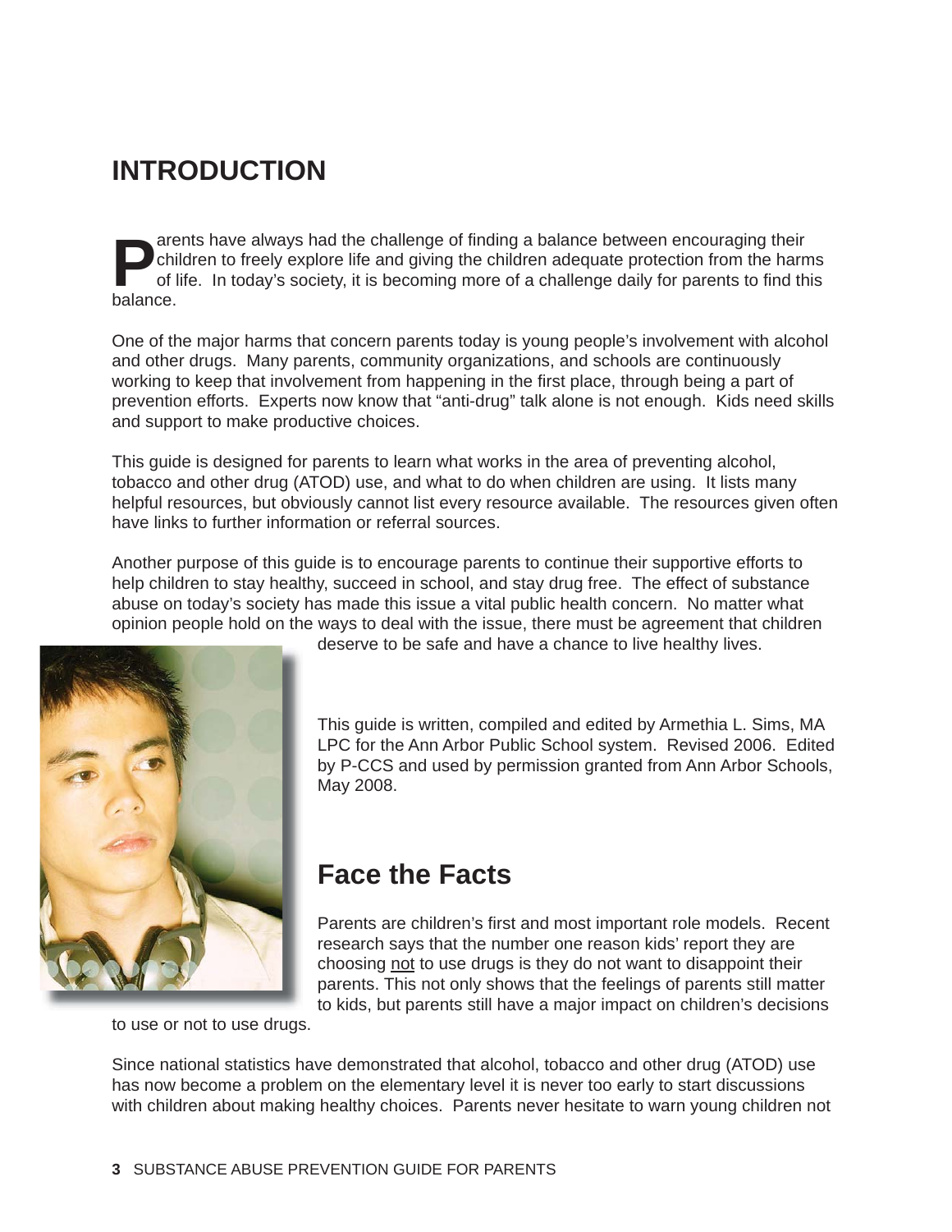# INTRODUCTION

Parents have always had the challenge of finding a balance between encouraging their children to freely explore life and giving the children adequate protection from the harms of life. In today's society, it is becoming more of a challenge daily for parents to find this balance.

One of the major harms that concern parents today is young people's involvement with alcohol and other drugs. Many parents, community organizations, and schools are continuously working to keep that involvement from happening in the first place, through being a part of prevention efforts. Experts now know that "anti-drug" talk alone is not enough. Kids need skills and support to make productive choices.

This guide is designed for parents to learn what works in the area of preventing alcohol, tobacco and other drug (ATOD) use, and what to do when children are using. It lists many helpful resources, but obviously cannot list every resource available. The resources given often have links to further information or referral sources.

Another purpose of this guide is to encourage parents to continue their supportive efforts to help children to stay healthy, succeed in school, and stay drug free. The effect of substance abuse on today's society has made this issue a vital public health concern. No matter what opinion people hold on the ways to deal with the issue, there must be agreement that children deserve to be safe and have a chance to live healthy lives.

This guide is written, compiled and edited by Armethia L. Sims, MA LPC for the Ann Arbor Public School system. Revised 2006. Edited by P-CCS and used by permission granted from Ann Arbor Schools, May 2008.

## Face the Facts

Parents are children's first and most important role models. Recent research says that the number one reason kids' report they are choosing not to use drugs is they do not want to disappoint their parents. This not only shows that the feelings of parents still matter to kids, but parents still have a major impact on children's decisions to use or not to use drugs.

Since national statistics have demonstrated that alcohol, tobacco and other drug (ATOD) use has now become a problem on the elementary level it is never too early to start discussions with children about making healthy choices. Parents never hesitate to warn young children not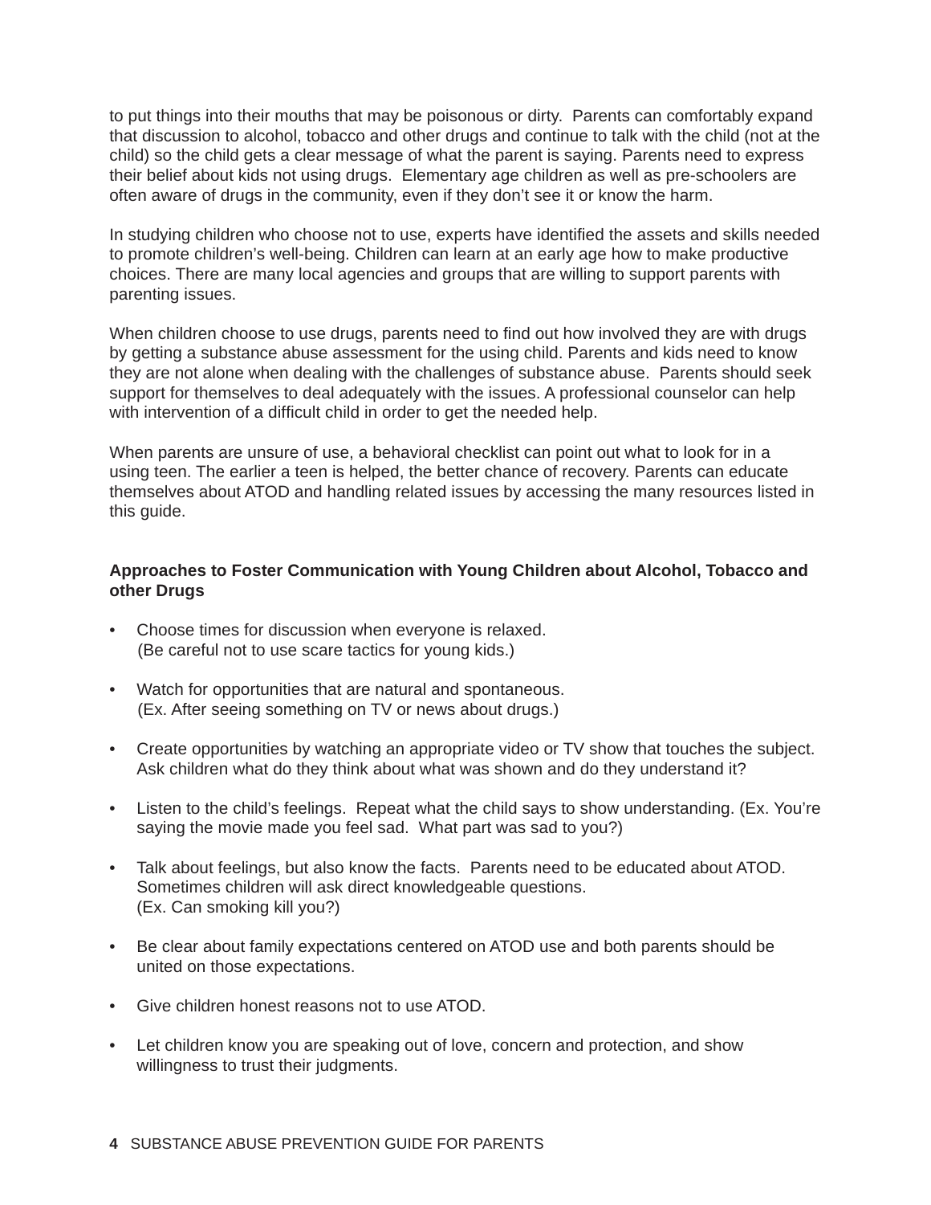to put things into their mouths that may be poisonous or dirty. Parents can comfortably expand that discussion to alcohol, tobacco and other drugs and continue to talk with the child (not at the child) so the child gets a clear message of what the parent is saying. Parents need to express their belief about kids not using drugs. Elementary age children as well as pre-schoolers are often aware of drugs in the community, even if they don't see it or know the harm.

In studying children who choose not to use, experts have identified the assets and skills needed to promote children's well-being. Children can learn at an early age how to make productive choices. There are many local agencies and groups that are willing to support parents with parenting issues.

When children choose to use drugs, parents need to find out how involved they are with drugs by getting a substance abuse assessment for the using child. Parents and kids need to know they are not alone when dealing with the challenges of substance abuse. Parents should seek support for themselves to deal adequately with the issues. A professional counselor can help with intervention of a difficult child in order to get the needed help.

When parents are unsure of use, a behavioral checklist can point out what to look for in a using teen. The earlier a teen is helped, the better chance of recovery. Parents can educate themselves about ATOD and handling related issues by accessing the many resources listed in this guide.

**Approaches to Foster Communication with Young Children about Alcohol, Tobacco and other Drugs**

- Choose times for discussion when everyone is relaxed.
  (Be careful not to use scare tactics for young kids.)

- Watch for opportunities that are natural and spontaneous.
  (Ex. After seeing something on TV or news about drugs.)

- Create opportunities by watching an appropriate video or TV show that touches the subject. Ask children what do they think about what was shown and do they understand it?

- Listen to the child's feelings. Repeat what the child says to show understanding. (Ex. You're saying the movie made you feel sad. What part was sad to you?)

- Talk about feelings, but also know the facts. Parents need to be educated about ATOD. Sometimes children will ask direct knowledgeable questions.
  (Ex. Can smoking kill you?)

- Be clear about family expectations centered on ATOD use and both parents should be united on those expectations.

- Give children honest reasons not to use ATOD.

- Let children know you are speaking out of love, concern and protection, and show willingness to trust their judgments.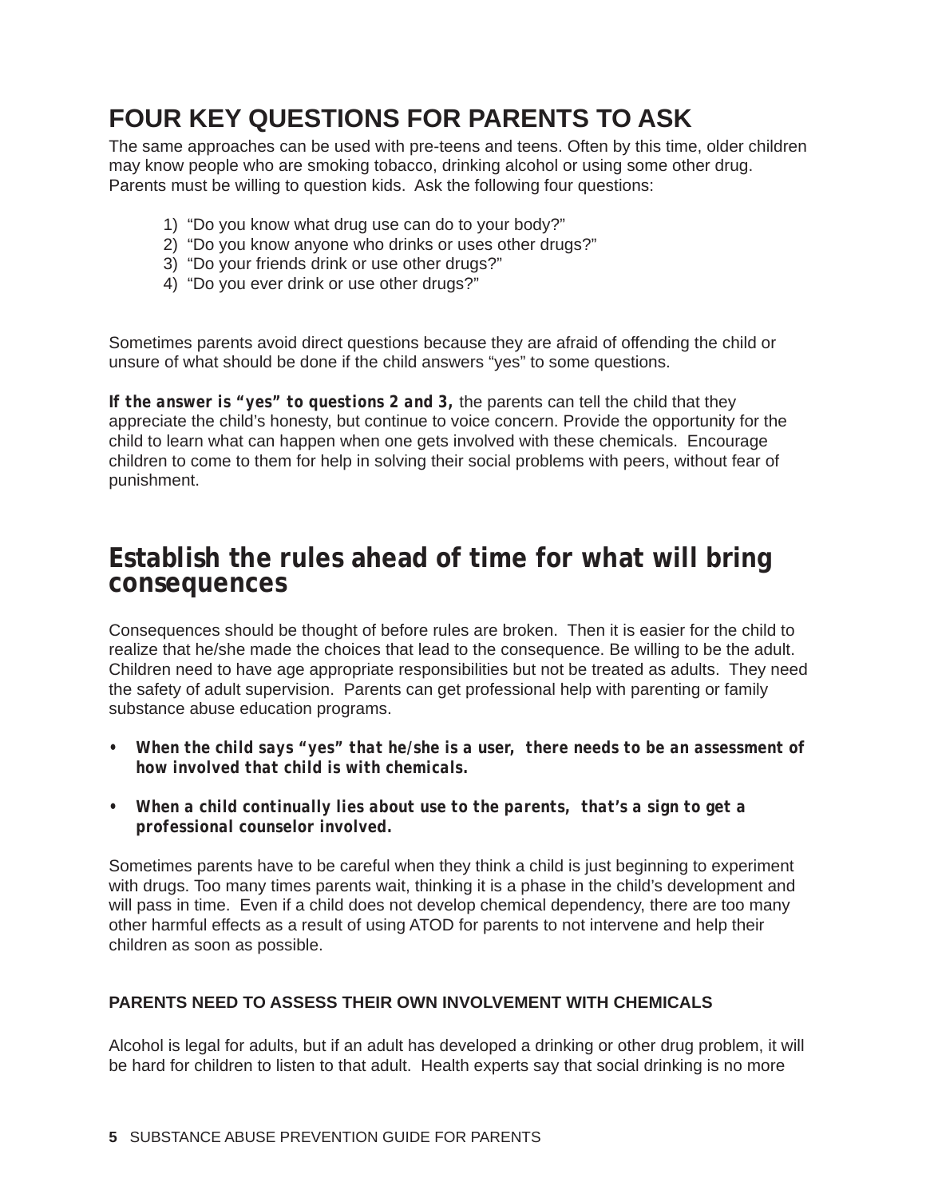## FOUR KEY QUESTIONS FOR PARENTS TO ASK

The same approaches can be used with pre-teens and teens. Often by this time, older children may know people who are smoking tobacco, drinking alcohol or using some other drug. Parents must be willing to question kids. Ask the following four questions:

1) "Do you know what drug use can do to your body?"
2) "Do you know anyone who drinks or uses other drugs?"
3) "Do your friends drink or use other drugs?"
4) "Do you ever drink or use other drugs?"

Sometimes parents avoid direct questions because they are afraid of offending the child or unsure of what should be done if the child answers "yes" to some questions.

***If the answer is "yes" to questions 2 and 3,*** the parents can tell the child that they appreciate the child's honesty, but continue to voice concern. Provide the opportunity for the child to learn what can happen when one gets involved with these chemicals. Encourage children to come to them for help in solving their social problems with peers, without fear of punishment.

## Establish the rules ahead of time for what will bring consequences

Consequences should be thought of before rules are broken. Then it is easier for the child to realize that he/she made the choices that lead to the consequence. Be willing to be the adult. Children need to have age appropriate responsibilities but not be treated as adults. They need the safety of adult supervision. Parents can get professional help with parenting or family substance abuse education programs.

- ***When the child says "yes" that he/she is a user, there needs to be an assessment of how involved that child is with chemicals.***
- ***When a child continually lies about use to the parents, that's a sign to get a professional counselor involved.***

Sometimes parents have to be careful when they think a child is just beginning to experiment with drugs. Too many times parents wait, thinking it is a phase in the child's development and will pass in time. Even if a child does not develop chemical dependency, there are too many other harmful effects as a result of using ATOD for parents to not intervene and help their children as soon as possible.

### PARENTS NEED TO ASSESS THEIR OWN INVOLVEMENT WITH CHEMICALS

Alcohol is legal for adults, but if an adult has developed a drinking or other drug problem, it will be hard for children to listen to that adult. Health experts say that social drinking is no more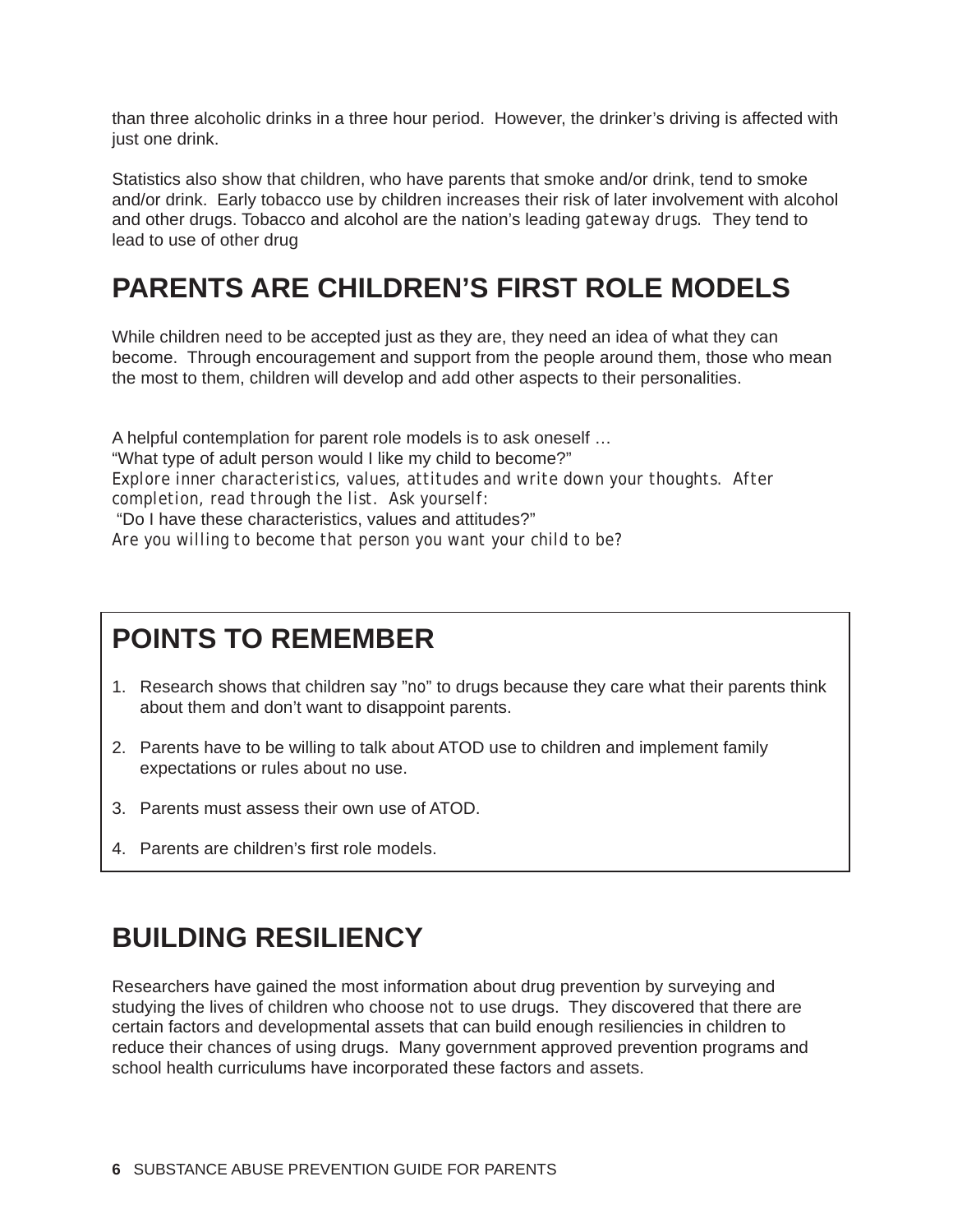than three alcoholic drinks in a three hour period. However, the drinker's driving is affected with just one drink.

Statistics also show that children, who have parents that smoke and/or drink, tend to smoke and/or drink. Early tobacco use by children increases their risk of later involvement with alcohol and other drugs. Tobacco and alcohol are the nation's leading *gateway drugs*. They tend to lead to use of other drug

## PARENTS ARE CHILDREN'S FIRST ROLE MODELS

While children need to be accepted just as they are, they need an idea of what they can become. Through encouragement and support from the people around them, those who mean the most to them, children will develop and add other aspects to their personalities.

A helpful contemplation for parent role models is to ask oneself …
"What type of adult person would I like my child to become?"
*Explore inner characteristics, values, attitudes and write down your thoughts. After completion, read through the list. Ask yourself:*
"Do I have these characteristics, values and attitudes?"
*Are you willing to become that person you want your child to be?*

## POINTS TO REMEMBER

1. Research shows that children say "no" to drugs because they care what their parents think about them and don't want to disappoint parents.
2. Parents have to be willing to talk about ATOD use to children and implement family expectations or rules about no use.
3. Parents must assess their own use of ATOD.
4. Parents are children's first role models.

## BUILDING RESILIENCY

Researchers have gained the most information about drug prevention by surveying and studying the lives of children who choose *not* to use drugs. They discovered that there are certain factors and developmental assets that can build enough resiliencies in children to reduce their chances of using drugs. Many government approved prevention programs and school health curriculums have incorporated these factors and assets.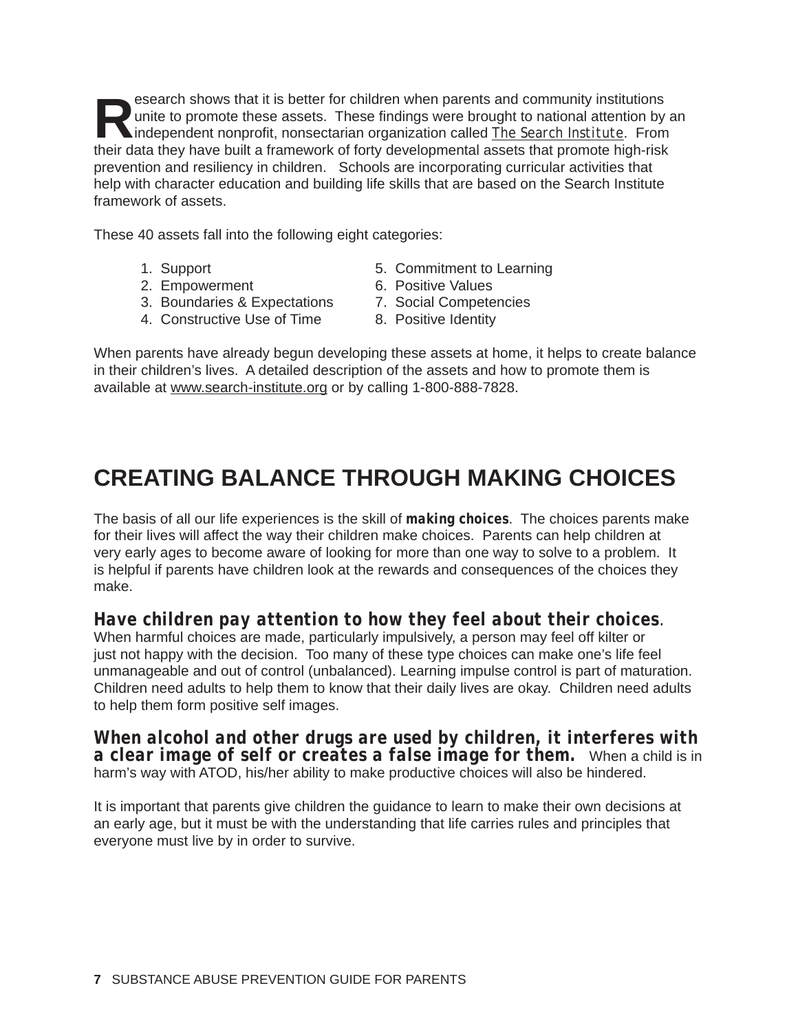Research shows that it is better for children when parents and community institutions unite to promote these assets. These findings were brought to national attention by an independent nonprofit, nonsectarian organization called The Search Institute. From their data they have built a framework of forty developmental assets that promote high-risk prevention and resiliency in children. Schools are incorporating curricular activities that help with character education and building life skills that are based on the Search Institute framework of assets.

These 40 assets fall into the following eight categories:

1. Support
2. Empowerment
3. Boundaries & Expectations
4. Constructive Use of Time
5. Commitment to Learning
6. Positive Values
7. Social Competencies
8. Positive Identity

When parents have already begun developing these assets at home, it helps to create balance in their children's lives. A detailed description of the assets and how to promote them is available at www.search-institute.org or by calling 1-800-888-7828.

# CREATING BALANCE THROUGH MAKING CHOICES

The basis of all our life experiences is the skill of ***making choices***. The choices parents make for their lives will affect the way their children make choices. Parents can help children at very early ages to become aware of looking for more than one way to solve to a problem. It is helpful if parents have children look at the rewards and consequences of the choices they make.

***Have children pay attention to how they feel about their choices***. When harmful choices are made, particularly impulsively, a person may feel off kilter or just not happy with the decision. Too many of these type choices can make one's life feel unmanageable and out of control (unbalanced). Learning impulse control is part of maturation. Children need adults to help them to know that their daily lives are okay. Children need adults to help them form positive self images.

***When alcohol and other drugs are used by children, it interferes with a clear image of self or creates a false image for them.*** When a child is in harm's way with ATOD, his/her ability to make productive choices will also be hindered.

It is important that parents give children the guidance to learn to make their own decisions at an early age, but it must be with the understanding that life carries rules and principles that everyone must live by in order to survive.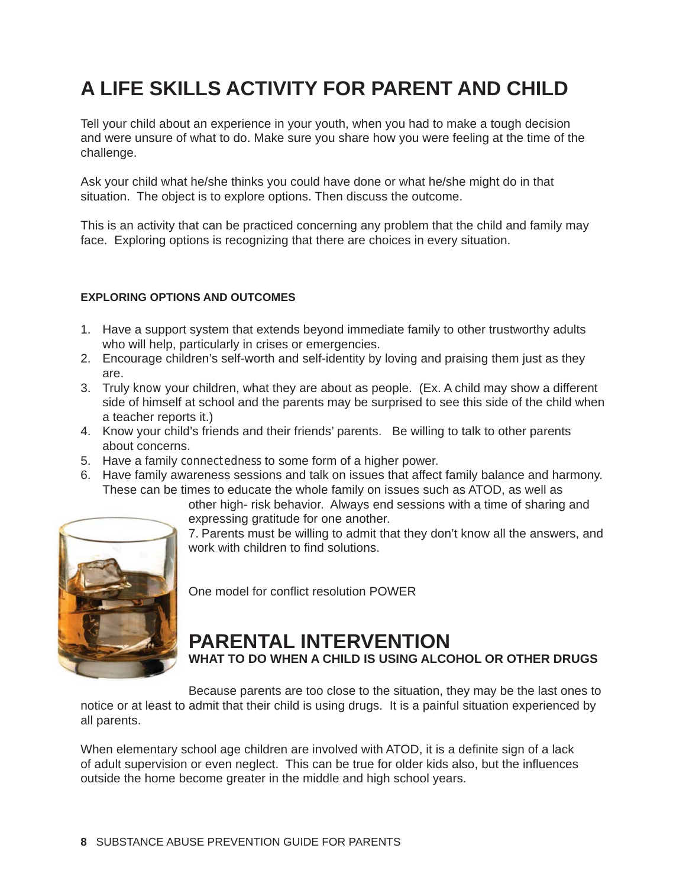# A LIFE SKILLS ACTIVITY FOR PARENT AND CHILD

Tell your child about an experience in your youth, when you had to make a tough decision and were unsure of what to do. Make sure you share how you were feeling at the time of the challenge.

Ask your child what he/she thinks you could have done or what he/she might do in that situation. The object is to explore options. Then discuss the outcome.

This is an activity that can be practiced concerning any problem that the child and family may face. Exploring options is recognizing that there are choices in every situation.

#### EXPLORING OPTIONS AND OUTCOMES

1. Have a support system that extends beyond immediate family to other trustworthy adults who will help, particularly in crises or emergencies.
2. Encourage children's self-worth and self-identity by loving and praising them just as they are.
3. Truly *know* your children, what they are about as people. (Ex. A child may show a different side of himself at school and the parents may be surprised to see this side of the child when a teacher reports it.)
4. Know your child's friends and their friends' parents. Be willing to talk to other parents about concerns.
5. Have a family *connectedness* to some form of a higher power.
6. Have family awareness sessions and talk on issues that affect family balance and harmony. These can be times to educate the whole family on issues such as ATOD, as well as other high- risk behavior. Always end sessions with a time of sharing and expressing gratitude for one another.
7. Parents must be willing to admit that they don't know all the answers, and work with children to find solutions.

One model for conflict resolution POWER

## PARENTAL INTERVENTION

**WHAT TO DO WHEN A CHILD IS USING ALCOHOL OR OTHER DRUGS**

Because parents are too close to the situation, they may be the last ones to notice or at least to admit that their child is using drugs. It is a painful situation experienced by all parents.

When elementary school age children are involved with ATOD, it is a definite sign of a lack of adult supervision or even neglect. This can be true for older kids also, but the influences outside the home become greater in the middle and high school years.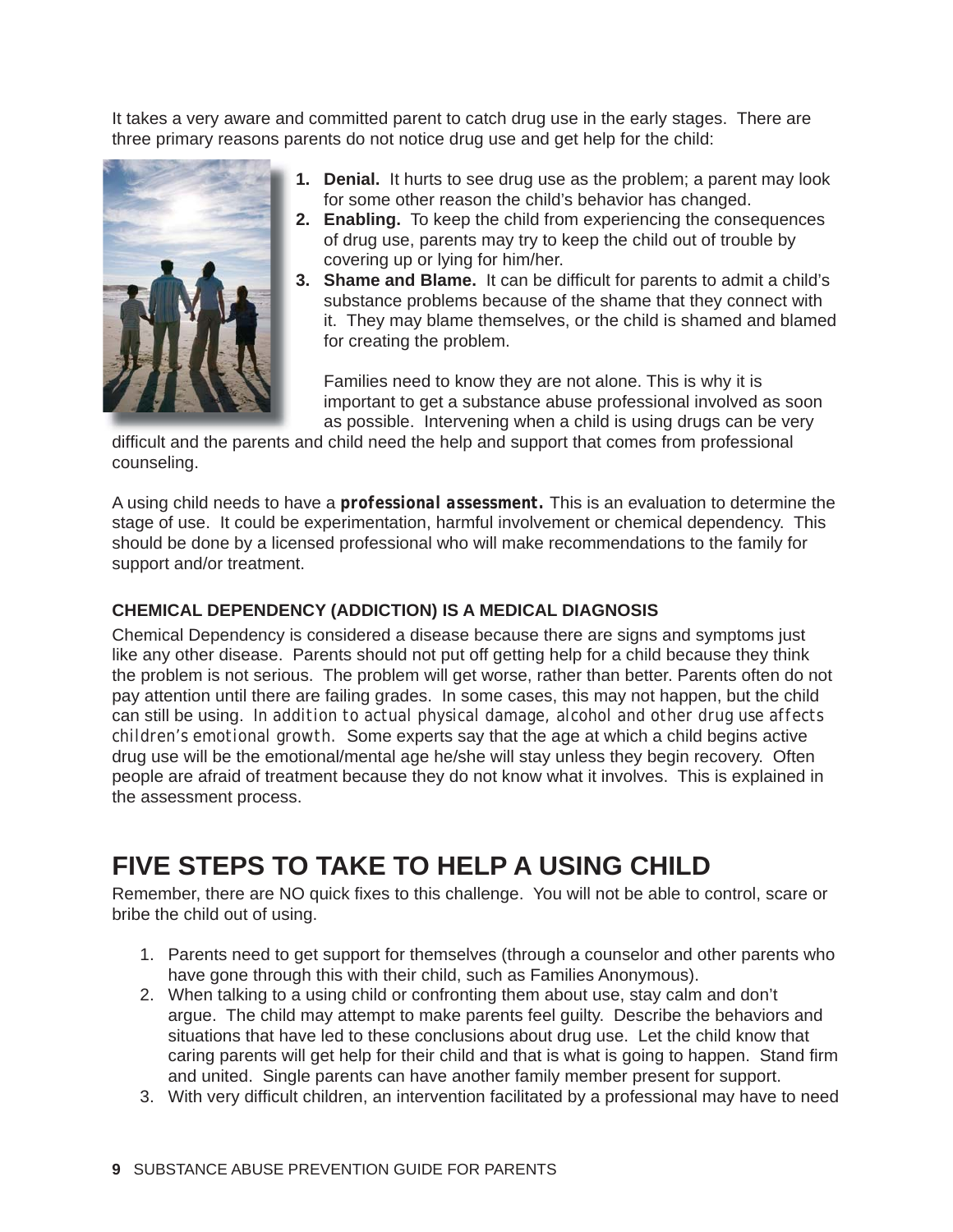It takes a very aware and committed parent to catch drug use in the early stages. There are three primary reasons parents do not notice drug use and get help for the child:

1. **Denial.** It hurts to see drug use as the problem; a parent may look for some other reason the child's behavior has changed.
2. **Enabling.** To keep the child from experiencing the consequences of drug use, parents may try to keep the child out of trouble by covering up or lying for him/her.
3. **Shame and Blame.** It can be difficult for parents to admit a child's substance problems because of the shame that they connect with it. They may blame themselves, or the child is shamed and blamed for creating the problem.

Families need to know they are not alone. This is why it is important to get a substance abuse professional involved as soon as possible. Intervening when a child is using drugs can be very difficult and the parents and child need the help and support that comes from professional counseling.

A using child needs to have a ***professional assessment.*** This is an evaluation to determine the stage of use. It could be experimentation, harmful involvement or chemical dependency. This should be done by a licensed professional who will make recommendations to the family for support and/or treatment.

### CHEMICAL DEPENDENCY (ADDICTION) IS A MEDICAL DIAGNOSIS

Chemical Dependency is considered a disease because there are signs and symptoms just like any other disease. Parents should not put off getting help for a child because they think the problem is not serious. The problem will get worse, rather than better. Parents often do not pay attention until there are failing grades. In some cases, this may not happen, but the child can still be using. *In addition to actual physical damage, alcohol and other drug use affects children's emotional growth.* Some experts say that the age at which a child begins active drug use will be the emotional/mental age he/she will stay unless they begin recovery. Often people are afraid of treatment because they do not know what it involves. This is explained in the assessment process.

## FIVE STEPS TO TAKE TO HELP A USING CHILD

Remember, there are NO quick fixes to this challenge. You will not be able to control, scare or bribe the child out of using.

1. Parents need to get support for themselves (through a counselor and other parents who have gone through this with their child, such as Families Anonymous).
2. When talking to a using child or confronting them about use, stay calm and don't argue. The child may attempt to make parents feel guilty. Describe the behaviors and situations that have led to these conclusions about drug use. Let the child know that caring parents will get help for their child and that is what is going to happen. Stand firm and united. Single parents can have another family member present for support.
3. With very difficult children, an intervention facilitated by a professional may have to need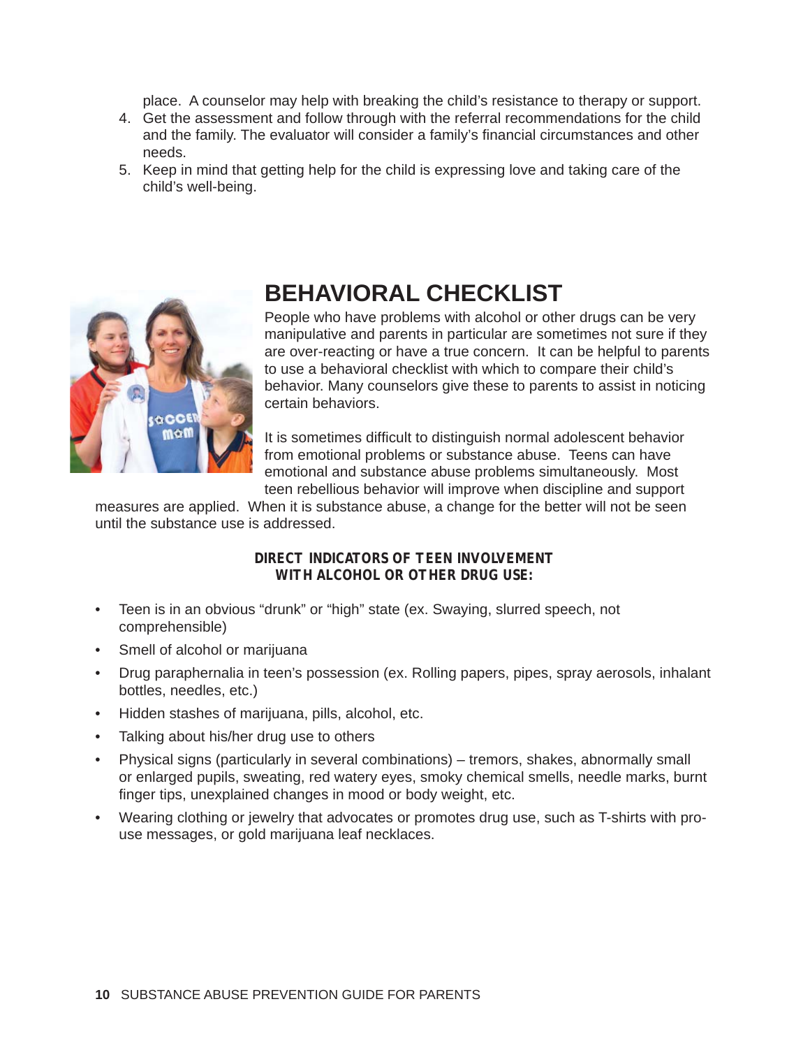place. A counselor may help with breaking the child's resistance to therapy or support.

4. Get the assessment and follow through with the referral recommendations for the child and the family. The evaluator will consider a family's financial circumstances and other needs.
5. Keep in mind that getting help for the child is expressing love and taking care of the child's well-being.

# BEHAVIORAL CHECKLIST

People who have problems with alcohol or other drugs can be very manipulative and parents in particular are sometimes not sure if they are over-reacting or have a true concern. It can be helpful to parents to use a behavioral checklist with which to compare their child's behavior. Many counselors give these to parents to assist in noticing certain behaviors.

It is sometimes difficult to distinguish normal adolescent behavior from emotional problems or substance abuse. Teens can have emotional and substance abuse problems simultaneously. Most teen rebellious behavior will improve when discipline and support measures are applied. When it is substance abuse, a change for the better will not be seen until the substance use is addressed.

**DIRECT INDICATORS OF TEEN INVOLVEMENT WITH ALCOHOL OR OTHER DRUG USE:**

- Teen is in an obvious "drunk" or "high" state (ex. Swaying, slurred speech, not comprehensible)
- Smell of alcohol or marijuana
- Drug paraphernalia in teen's possession (ex. Rolling papers, pipes, spray aerosols, inhalant bottles, needles, etc.)
- Hidden stashes of marijuana, pills, alcohol, etc.
- Talking about his/her drug use to others
- Physical signs (particularly in several combinations) – tremors, shakes, abnormally small or enlarged pupils, sweating, red watery eyes, smoky chemical smells, needle marks, burnt finger tips, unexplained changes in mood or body weight, etc.
- Wearing clothing or jewelry that advocates or promotes drug use, such as T-shirts with pro-use messages, or gold marijuana leaf necklaces.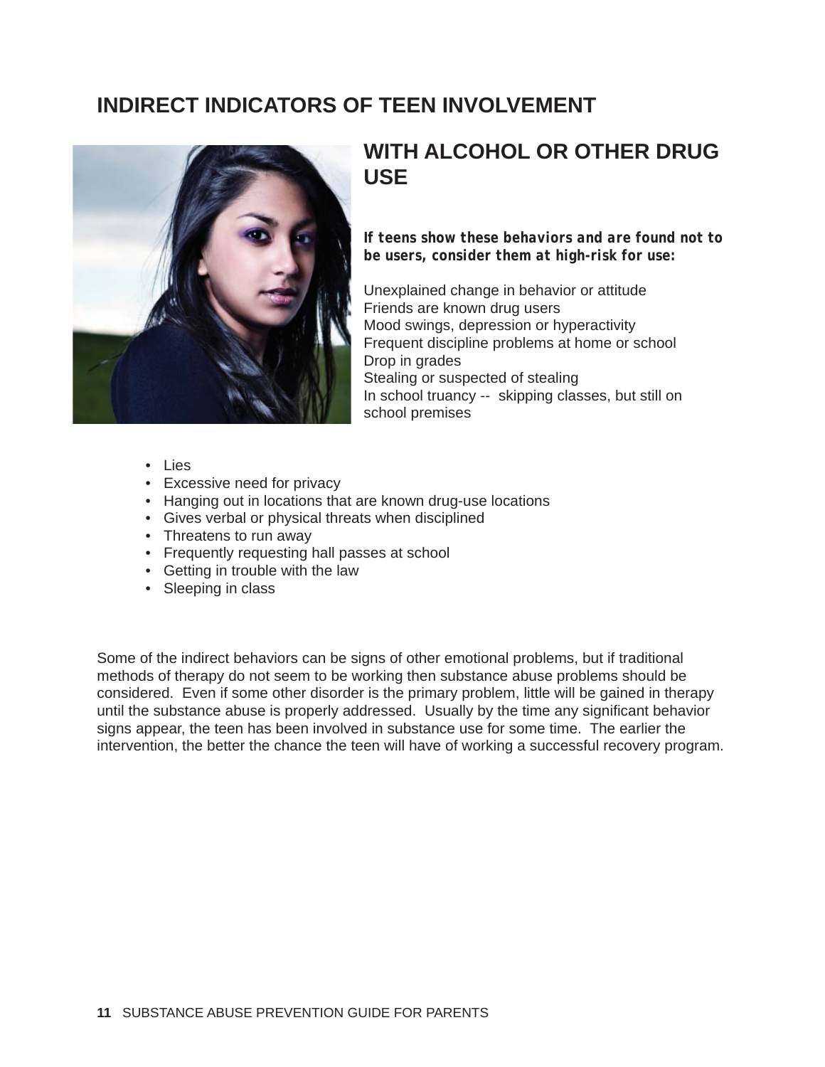# INDIRECT INDICATORS OF TEEN INVOLVEMENT WITH ALCOHOL OR OTHER DRUG USE

***If teens show these behaviors and are found not to be users, consider them at high-risk for use:***

Unexplained change in behavior or attitude
Friends are known drug users
Mood swings, depression or hyperactivity
Frequent discipline problems at home or school
Drop in grades
Stealing or suspected of stealing
In school truancy -- skipping classes, but still on school premises

- Lies
- Excessive need for privacy
- Hanging out in locations that are known drug-use locations
- Gives verbal or physical threats when disciplined
- Threatens to run away
- Frequently requesting hall passes at school
- Getting in trouble with the law
- Sleeping in class

Some of the indirect behaviors can be signs of other emotional problems, but if traditional methods of therapy do not seem to be working then substance abuse problems should be considered. Even if some other disorder is the primary problem, little will be gained in therapy until the substance abuse is properly addressed. Usually by the time any significant behavior signs appear, the teen has been involved in substance use for some time. The earlier the intervention, the better the chance the teen will have of working a successful recovery program.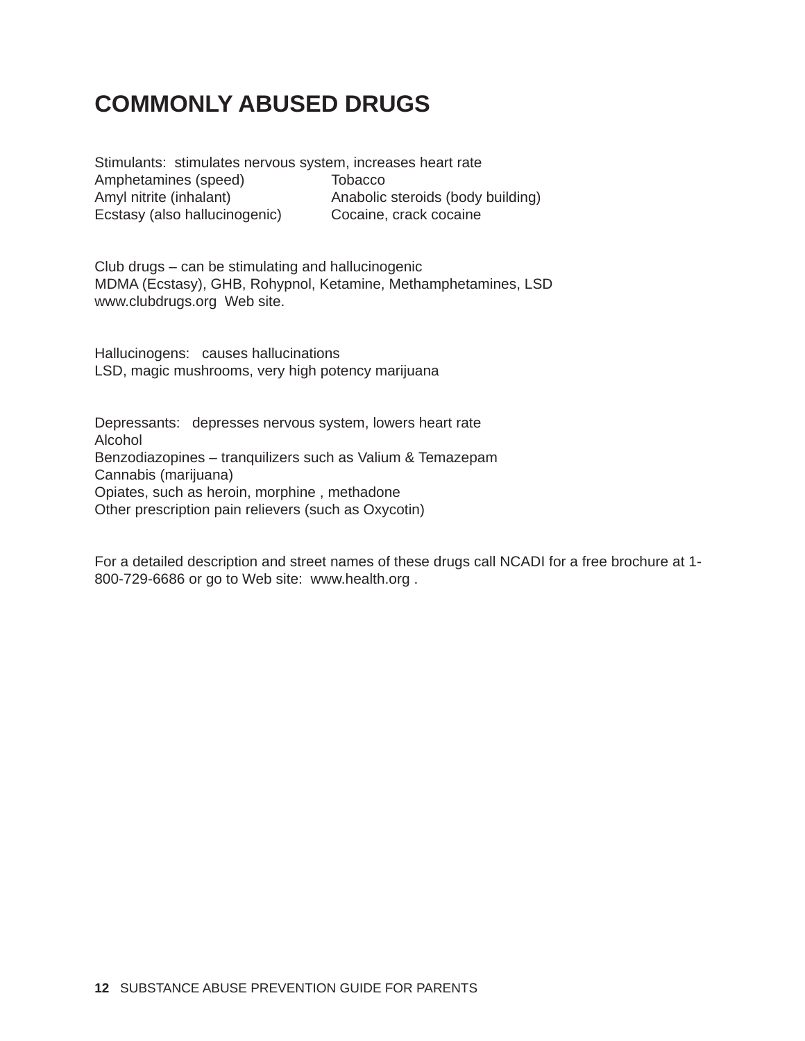# COMMONLY ABUSED DRUGS

Stimulants: stimulates nervous system, increases heart rate

Amphetamines (speed)
Amyl nitrite (inhalant)
Ecstasy (also hallucinogenic)
Tobacco
Anabolic steroids (body building)
Cocaine, crack cocaine

Club drugs – can be stimulating and hallucinogenic
MDMA (Ecstasy), GHB, Rohypnol, Ketamine, Methamphetamines, LSD
www.clubdrugs.org Web site.

Hallucinogens: causes hallucinations
LSD, magic mushrooms, very high potency marijuana

Depressants: depresses nervous system, lowers heart rate
Alcohol
Benzodiazopines – tranquilizers such as Valium & Temazepam
Cannabis (marijuana)
Opiates, such as heroin, morphine , methadone
Other prescription pain relievers (such as Oxycotin)

For a detailed description and street names of these drugs call NCADI for a free brochure at 1-800-729-6686 or go to Web site: www.health.org .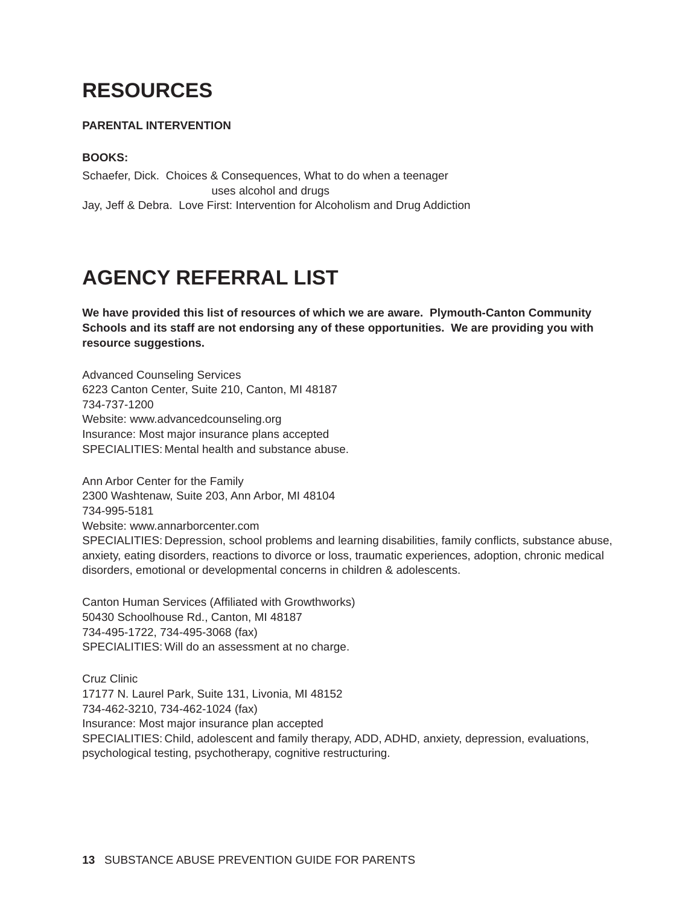# RESOURCES

**PARENTAL INTERVENTION**

**BOOKS:**

Schaefer, Dick. Choices & Consequences, What to do when a teenager uses alcohol and drugs
Jay, Jeff & Debra. Love First: Intervention for Alcoholism and Drug Addiction

# AGENCY REFERRAL LIST

**We have provided this list of resources of which we are aware. Plymouth-Canton Community Schools and its staff are not endorsing any of these opportunities. We are providing you with resource suggestions.**

Advanced Counseling Services
6223 Canton Center, Suite 210, Canton, MI 48187
734-737-1200
Website: www.advancedcounseling.org
Insurance: Most major insurance plans accepted
SPECIALITIES: Mental health and substance abuse.

Ann Arbor Center for the Family
2300 Washtenaw, Suite 203, Ann Arbor, MI 48104
734-995-5181
Website: www.annarborcenter.com
SPECIALITIES: Depression, school problems and learning disabilities, family conflicts, substance abuse, anxiety, eating disorders, reactions to divorce or loss, traumatic experiences, adoption, chronic medical disorders, emotional or developmental concerns in children & adolescents.

Canton Human Services (Affiliated with Growthworks)
50430 Schoolhouse Rd., Canton, MI 48187
734-495-1722, 734-495-3068 (fax)
SPECIALITIES: Will do an assessment at no charge.

Cruz Clinic
17177 N. Laurel Park, Suite 131, Livonia, MI 48152
734-462-3210, 734-462-1024 (fax)
Insurance: Most major insurance plan accepted
SPECIALITIES: Child, adolescent and family therapy, ADD, ADHD, anxiety, depression, evaluations, psychological testing, psychotherapy, cognitive restructuring.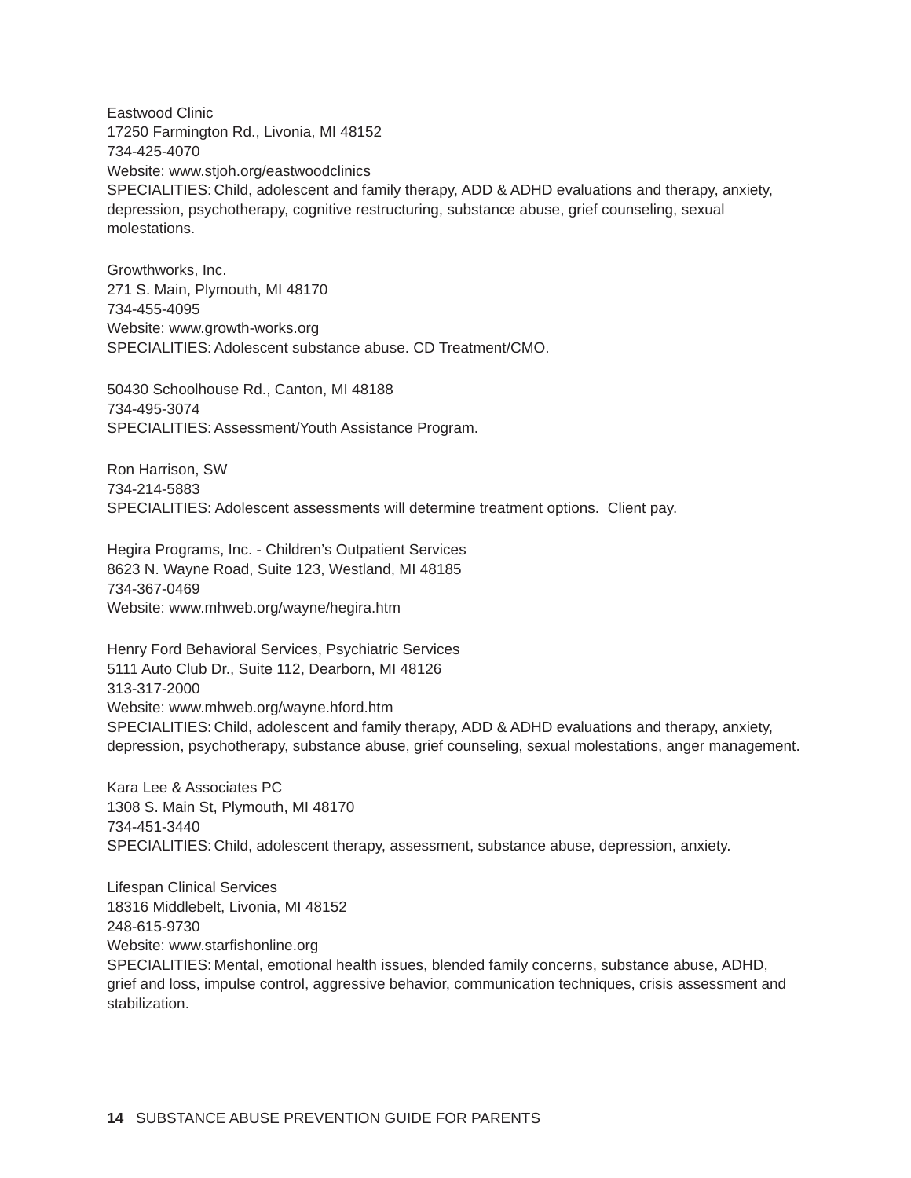Eastwood Clinic
17250 Farmington Rd., Livonia, MI 48152
734-425-4070
Website: www.stjoh.org/eastwoodclinics
SPECIALITIES: Child, adolescent and family therapy, ADD & ADHD evaluations and therapy, anxiety, depression, psychotherapy, cognitive restructuring, substance abuse, grief counseling, sexual molestations.

Growthworks, Inc.
271 S. Main, Plymouth, MI 48170
734-455-4095
Website: www.growth-works.org
SPECIALITIES: Adolescent substance abuse. CD Treatment/CMO.

50430 Schoolhouse Rd., Canton, MI 48188
734-495-3074
SPECIALITIES: Assessment/Youth Assistance Program.

Ron Harrison, SW
734-214-5883
SPECIALITIES: Adolescent assessments will determine treatment options. Client pay.

Hegira Programs, Inc. - Children's Outpatient Services
8623 N. Wayne Road, Suite 123, Westland, MI 48185
734-367-0469
Website: www.mhweb.org/wayne/hegira.htm

Henry Ford Behavioral Services, Psychiatric Services
5111 Auto Club Dr., Suite 112, Dearborn, MI 48126
313-317-2000
Website: www.mhweb.org/wayne.hford.htm
SPECIALITIES: Child, adolescent and family therapy, ADD & ADHD evaluations and therapy, anxiety, depression, psychotherapy, substance abuse, grief counseling, sexual molestations, anger management.

Kara Lee & Associates PC
1308 S. Main St, Plymouth, MI 48170
734-451-3440
SPECIALITIES: Child, adolescent therapy, assessment, substance abuse, depression, anxiety.

Lifespan Clinical Services
18316 Middlebelt, Livonia, MI 48152
248-615-9730
Website: www.starfishonline.org
SPECIALITIES: Mental, emotional health issues, blended family concerns, substance abuse, ADHD, grief and loss, impulse control, aggressive behavior, communication techniques, crisis assessment and stabilization.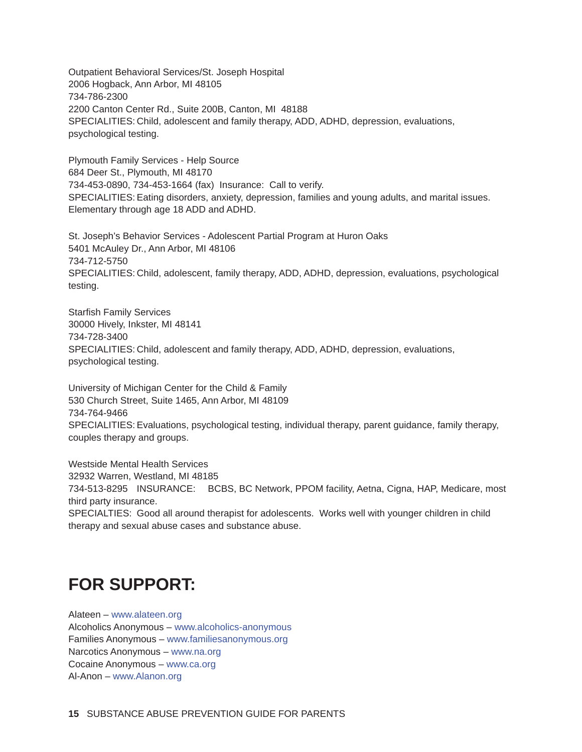Outpatient Behavioral Services/St. Joseph Hospital
2006 Hogback, Ann Arbor, MI 48105
734-786-2300
2200 Canton Center Rd., Suite 200B, Canton, MI 48188
SPECIALITIES: Child, adolescent and family therapy, ADD, ADHD, depression, evaluations, psychological testing.

Plymouth Family Services - Help Source
684 Deer St., Plymouth, MI 48170
734-453-0890, 734-453-1664 (fax) Insurance: Call to verify.
SPECIALITIES: Eating disorders, anxiety, depression, families and young adults, and marital issues. Elementary through age 18 ADD and ADHD.

St. Joseph's Behavior Services - Adolescent Partial Program at Huron Oaks
5401 McAuley Dr., Ann Arbor, MI 48106
734-712-5750
SPECIALITIES: Child, adolescent, family therapy, ADD, ADHD, depression, evaluations, psychological testing.

Starfish Family Services
30000 Hively, Inkster, MI 48141
734-728-3400
SPECIALITIES: Child, adolescent and family therapy, ADD, ADHD, depression, evaluations, psychological testing.

University of Michigan Center for the Child & Family
530 Church Street, Suite 1465, Ann Arbor, MI 48109
734-764-9466
SPECIALITIES: Evaluations, psychological testing, individual therapy, parent guidance, family therapy, couples therapy and groups.

Westside Mental Health Services
32932 Warren, Westland, MI 48185
734-513-8295 INSURANCE: BCBS, BC Network, PPOM facility, Aetna, Cigna, HAP, Medicare, most third party insurance.
SPECIALTIES: Good all around therapist for adolescents. Works well with younger children in child therapy and sexual abuse cases and substance abuse.

## FOR SUPPORT:

Alateen – www.alateen.org
Alcoholics Anonymous – www.alcoholics-anonymous
Families Anonymous – www.familiesanonymous.org
Narcotics Anonymous – www.na.org
Cocaine Anonymous – www.ca.org
Al-Anon – www.Alanon.org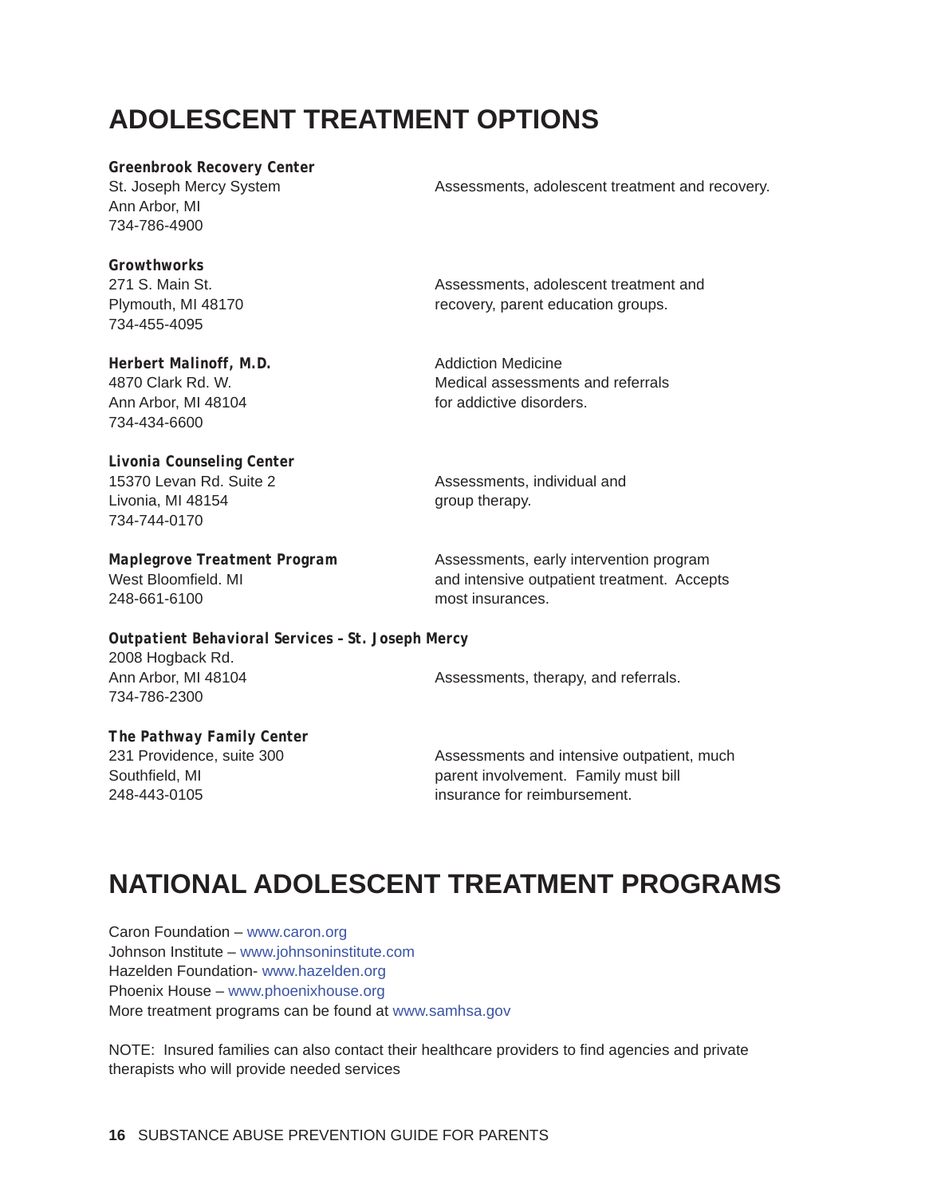# ADOLESCENT TREATMENT OPTIONS

**Greenbrook Recovery Center**
St. Joseph Mercy System
Ann Arbor, MI
734-786-4900

Assessments, adolescent treatment and recovery.

**Growthworks**
271 S. Main St.
Plymouth, MI 48170
734-455-4095

Assessments, adolescent treatment and recovery, parent education groups.

**Herbert Malinoff, M.D.**
4870 Clark Rd. W.
Ann Arbor, MI 48104
734-434-6600

Addiction Medicine
Medical assessments and referrals for addictive disorders.

**Livonia Counseling Center**
15370 Levan Rd. Suite 2
Livonia, MI 48154
734-744-0170

Assessments, individual and group therapy.

**Maplegrove Treatment Program**
West Bloomfield. MI
248-661-6100

Assessments, early intervention program and intensive outpatient treatment. Accepts most insurances.

**Outpatient Behavioral Services – St. Joseph Mercy**
2008 Hogback Rd.
Ann Arbor, MI 48104
734-786-2300

Assessments, therapy, and referrals.

**The Pathway Family Center**
231 Providence, suite 300
Southfield, MI
248-443-0105

Assessments and intensive outpatient, much parent involvement. Family must bill insurance for reimbursement.

# NATIONAL ADOLESCENT TREATMENT PROGRAMS

Caron Foundation – www.caron.org
Johnson Institute – www.johnsoninstitute.com
Hazelden Foundation- www.hazelden.org
Phoenix House – www.phoenixhouse.org
More treatment programs can be found at www.samhsa.gov

NOTE: Insured families can also contact their healthcare providers to find agencies and private therapists who will provide needed services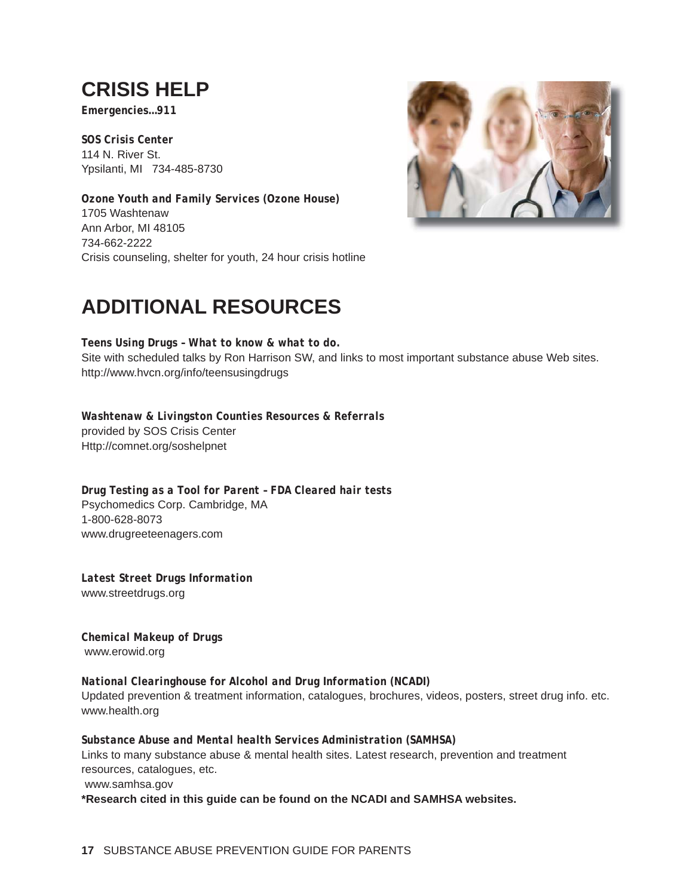## CRISIS HELP

**Emergencies…911**

**SOS Crisis Center**
114 N. River St.
Ypsilanti, MI 734-485-8730

**Ozone Youth and Family Services (Ozone House)**
1705 Washtenaw
Ann Arbor, MI 48105
734-662-2222
Crisis counseling, shelter for youth, 24 hour crisis hotline

## ADDITIONAL RESOURCES

**Teens Using Drugs – What to know & what to do.**
Site with scheduled talks by Ron Harrison SW, and links to most important substance abuse Web sites.
http://www.hvcn.org/info/teensusingdrugs

**Washtenaw & Livingston Counties Resources & Referrals**
provided by SOS Crisis Center
Http://comnet.org/soshelpnet

**Drug Testing as a Tool for Parent – FDA Cleared hair tests**
Psychomedics Corp. Cambridge, MA
1-800-628-8073
www.drugreeteenagers.com

**Latest Street Drugs Information**
www.streetdrugs.org

**Chemical Makeup of Drugs**
www.erowid.org

**National Clearinghouse for Alcohol and Drug Information (NCADI)**
Updated prevention & treatment information, catalogues, brochures, videos, posters, street drug info. etc.
www.health.org

**Substance Abuse and Mental health Services Administration (SAMHSA)**
Links to many substance abuse & mental health sites. Latest research, prevention and treatment resources, catalogues, etc.
www.samhsa.gov

**\*Research cited in this guide can be found on the NCADI and SAMHSA websites.**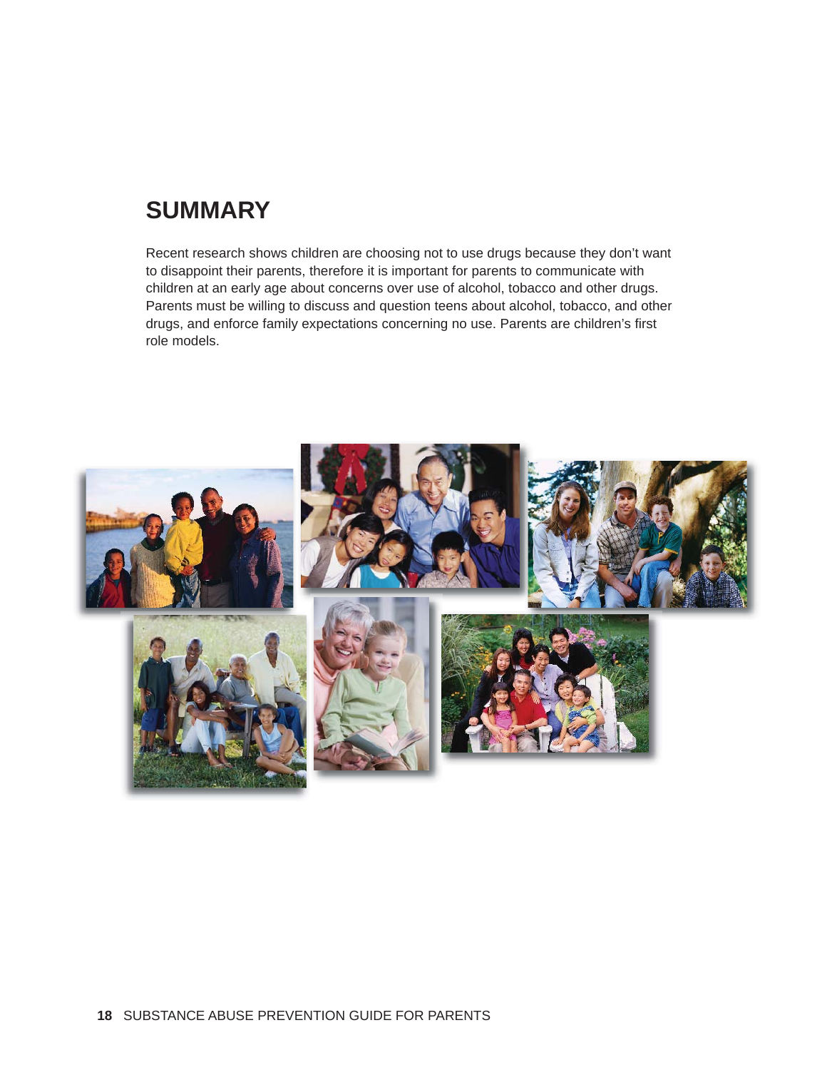## SUMMARY

Recent research shows children are choosing not to use drugs because they don't want to disappoint their parents, therefore it is important for parents to communicate with children at an early age about concerns over use of alcohol, tobacco and other drugs. Parents must be willing to discuss and question teens about alcohol, tobacco, and other drugs, and enforce family expectations concerning no use. Parents are children's first role models.